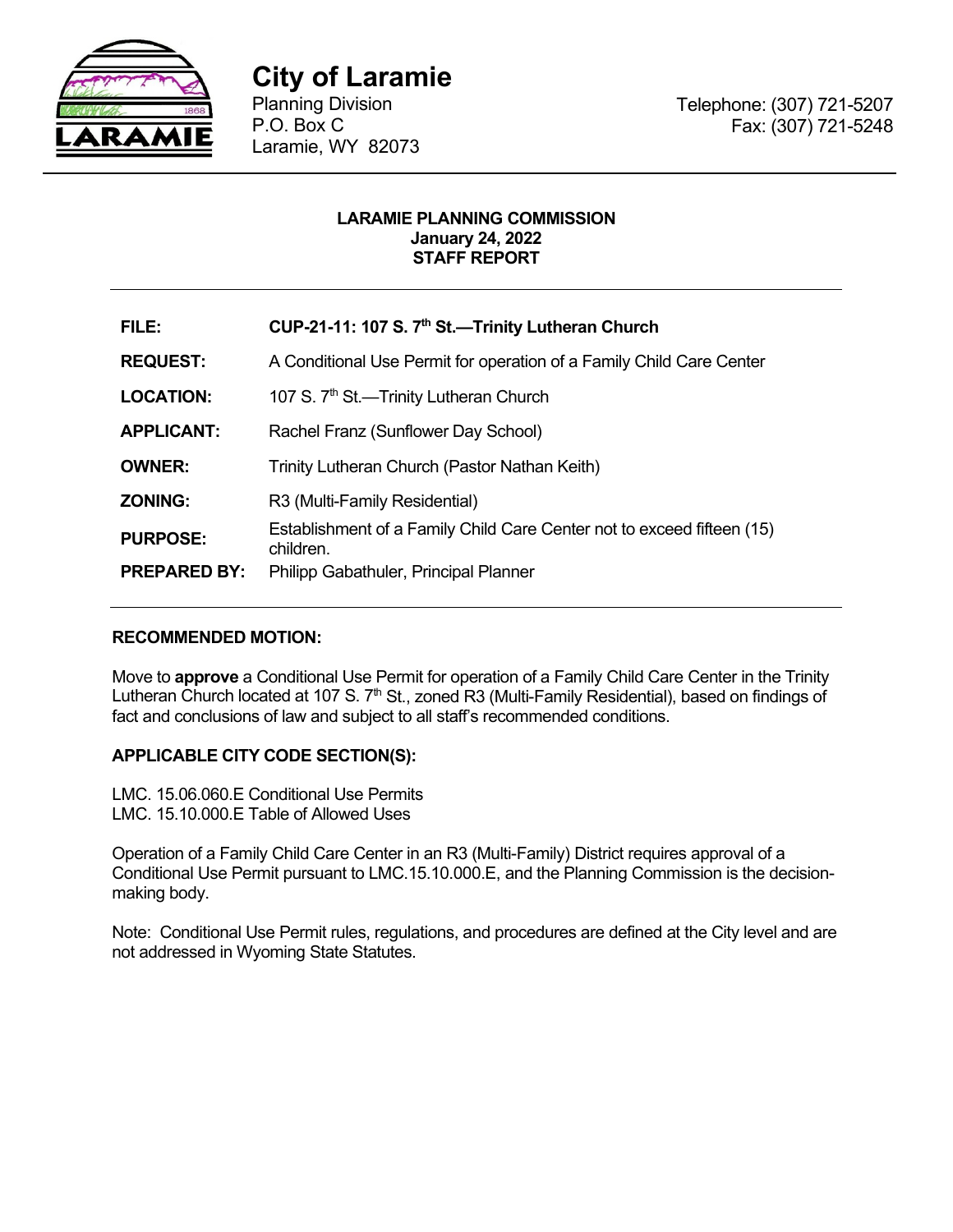# City of Laramie

Planning Division
P.O. Box C
Laramie, WY 82073

Telephone: (307) 721-5207
Fax: (307) 721-5248

**LARAMIE PLANNING COMMISSION**
**January 24, 2022**
**STAFF REPORT**

| | |
|---|---|
| **FILE:** | **CUP-21-11: 107 S. 7th St.—Trinity Lutheran Church** |
| **REQUEST:** | A Conditional Use Permit for operation of a Family Child Care Center |
| **LOCATION:** | 107 S. 7th St.—Trinity Lutheran Church |
| **APPLICANT:** | Rachel Franz (Sunflower Day School) |
| **OWNER:** | Trinity Lutheran Church (Pastor Nathan Keith) |
| **ZONING:** | R3 (Multi-Family Residential) |
| **PURPOSE:** | Establishment of a Family Child Care Center not to exceed fifteen (15) children. |
| **PREPARED BY:** | Philipp Gabathuler, Principal Planner |

**RECOMMENDED MOTION:**

Move to **approve** a Conditional Use Permit for operation of a Family Child Care Center in the Trinity Lutheran Church located at 107 S. 7th St., zoned R3 (Multi-Family Residential), based on findings of fact and conclusions of law and subject to all staff's recommended conditions.

**APPLICABLE CITY CODE SECTION(S):**

LMC. 15.06.060.E Conditional Use Permits
LMC. 15.10.000.E Table of Allowed Uses

Operation of a Family Child Care Center in an R3 (Multi-Family) District requires approval of a Conditional Use Permit pursuant to LMC.15.10.000.E, and the Planning Commission is the decision-making body.

Note: Conditional Use Permit rules, regulations, and procedures are defined at the City level and are not addressed in Wyoming State Statutes.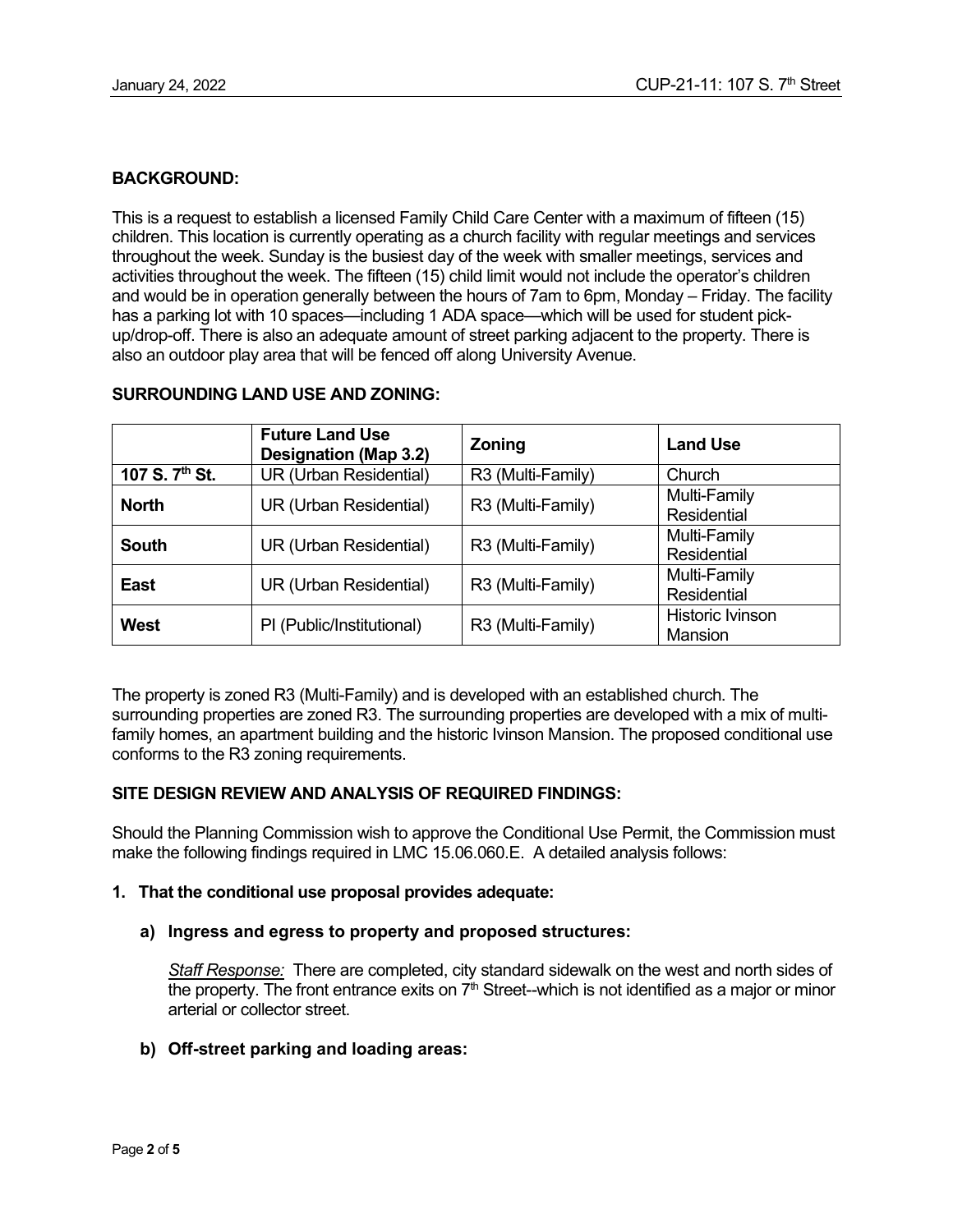**BACKGROUND:**

This is a request to establish a licensed Family Child Care Center with a maximum of fifteen (15) children. This location is currently operating as a church facility with regular meetings and services throughout the week. Sunday is the busiest day of the week with smaller meetings, services and activities throughout the week. The fifteen (15) child limit would not include the operator's children and would be in operation generally between the hours of 7am to 6pm, Monday – Friday. The facility has a parking lot with 10 spaces—including 1 ADA space—which will be used for student pick-up/drop-off. There is also an adequate amount of street parking adjacent to the property. There is also an outdoor play area that will be fenced off along University Avenue.

**SURROUNDING LAND USE AND ZONING:**

| | Future Land Use Designation (Map 3.2) | Zoning | Land Use |
|---|---|---|---|
| **107 S. 7th St.** | UR (Urban Residential) | R3 (Multi-Family) | Church |
| **North** | UR (Urban Residential) | R3 (Multi-Family) | Multi-Family Residential |
| **South** | UR (Urban Residential) | R3 (Multi-Family) | Multi-Family Residential |
| **East** | UR (Urban Residential) | R3 (Multi-Family) | Multi-Family Residential |
| **West** | PI (Public/Institutional) | R3 (Multi-Family) | Historic Ivinson Mansion |

The property is zoned R3 (Multi-Family) and is developed with an established church. The surrounding properties are zoned R3. The surrounding properties are developed with a mix of multi-family homes, an apartment building and the historic Ivinson Mansion. The proposed conditional use conforms to the R3 zoning requirements.

**SITE DESIGN REVIEW AND ANALYSIS OF REQUIRED FINDINGS:**

Should the Planning Commission wish to approve the Conditional Use Permit, the Commission must make the following findings required in LMC 15.06.060.E. A detailed analysis follows:

**1. That the conditional use proposal provides adequate:**

**a) Ingress and egress to property and proposed structures:**

*Staff Response:* There are completed, city standard sidewalk on the west and north sides of the property. The front entrance exits on 7th Street--which is not identified as a major or minor arterial or collector street.

**b) Off-street parking and loading areas:**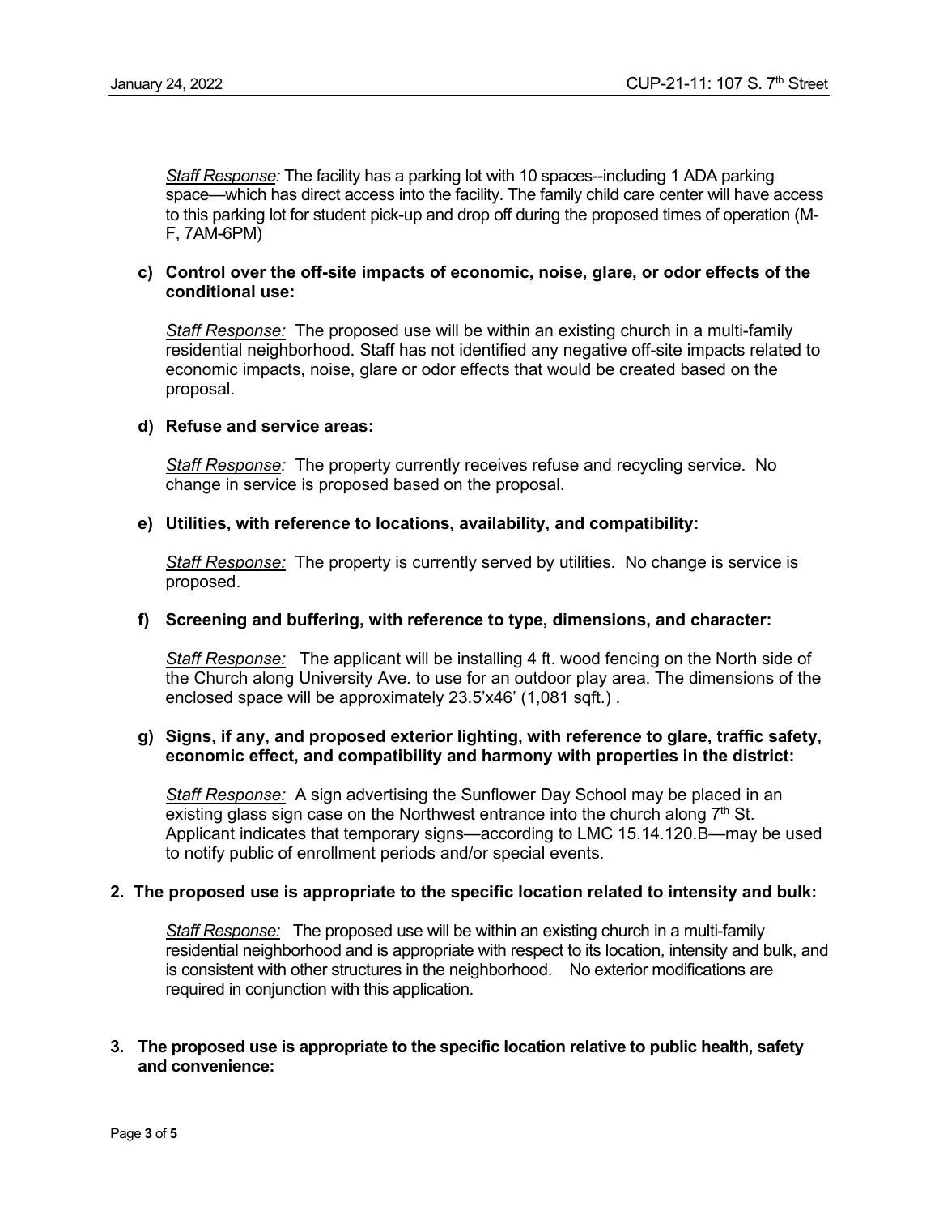*Staff Response:* The facility has a parking lot with 10 spaces--including 1 ADA parking space—which has direct access into the facility. The family child care center will have access to this parking lot for student pick-up and drop off during the proposed times of operation (M-F, 7AM-6PM)

**c) Control over the off-site impacts of economic, noise, glare, or odor effects of the conditional use:**

*Staff Response:* The proposed use will be within an existing church in a multi-family residential neighborhood. Staff has not identified any negative off-site impacts related to economic impacts, noise, glare or odor effects that would be created based on the proposal.

**d) Refuse and service areas:**

*Staff Response:* The property currently receives refuse and recycling service. No change in service is proposed based on the proposal.

**e) Utilities, with reference to locations, availability, and compatibility:**

*Staff Response:* The property is currently served by utilities. No change is service is proposed.

**f) Screening and buffering, with reference to type, dimensions, and character:**

*Staff Response:* The applicant will be installing 4 ft. wood fencing on the North side of the Church along University Ave. to use for an outdoor play area. The dimensions of the enclosed space will be approximately 23.5'x46' (1,081 sqft.) .

**g) Signs, if any, and proposed exterior lighting, with reference to glare, traffic safety, economic effect, and compatibility and harmony with properties in the district:**

*Staff Response:* A sign advertising the Sunflower Day School may be placed in an existing glass sign case on the Northwest entrance into the church along 7th St. Applicant indicates that temporary signs—according to LMC 15.14.120.B—may be used to notify public of enrollment periods and/or special events.

**2. The proposed use is appropriate to the specific location related to intensity and bulk:**

*Staff Response:* The proposed use will be within an existing church in a multi-family residential neighborhood and is appropriate with respect to its location, intensity and bulk, and is consistent with other structures in the neighborhood. No exterior modifications are required in conjunction with this application.

**3. The proposed use is appropriate to the specific location relative to public health, safety and convenience:**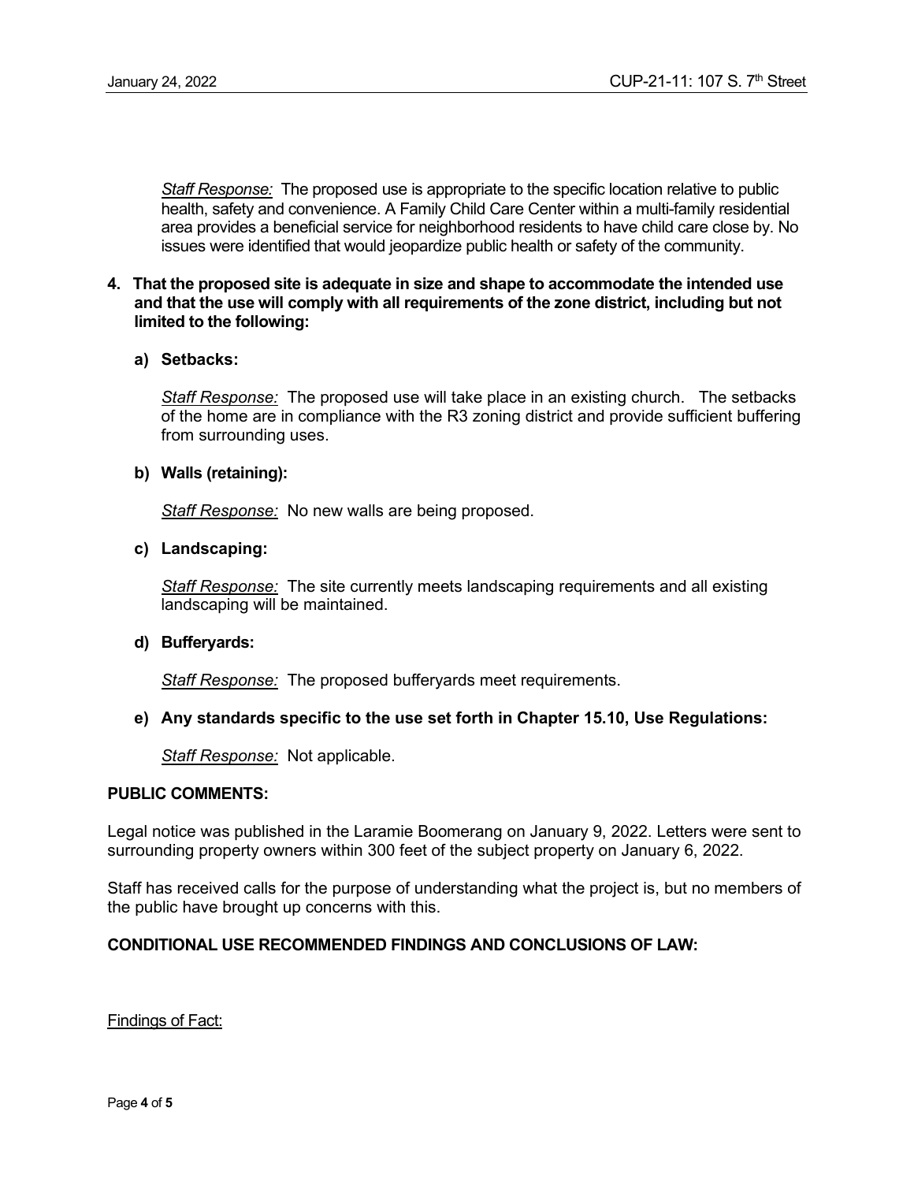*Staff Response:* The proposed use is appropriate to the specific location relative to public health, safety and convenience. A Family Child Care Center within a multi-family residential area provides a beneficial service for neighborhood residents to have child care close by. No issues were identified that would jeopardize public health or safety of the community.

**4. That the proposed site is adequate in size and shape to accommodate the intended use and that the use will comply with all requirements of the zone district, including but not limited to the following:**

**a) Setbacks:**

*Staff Response:* The proposed use will take place in an existing church. The setbacks of the home are in compliance with the R3 zoning district and provide sufficient buffering from surrounding uses.

**b) Walls (retaining):**

*Staff Response:* No new walls are being proposed.

**c) Landscaping:**

*Staff Response:* The site currently meets landscaping requirements and all existing landscaping will be maintained.

**d) Bufferyards:**

*Staff Response:* The proposed bufferyards meet requirements.

**e) Any standards specific to the use set forth in Chapter 15.10, Use Regulations:**

*Staff Response:* Not applicable.

**PUBLIC COMMENTS:**

Legal notice was published in the Laramie Boomerang on January 9, 2022. Letters were sent to surrounding property owners within 300 feet of the subject property on January 6, 2022.

Staff has received calls for the purpose of understanding what the project is, but no members of the public have brought up concerns with this.

**CONDITIONAL USE RECOMMENDED FINDINGS AND CONCLUSIONS OF LAW:**

Findings of Fact: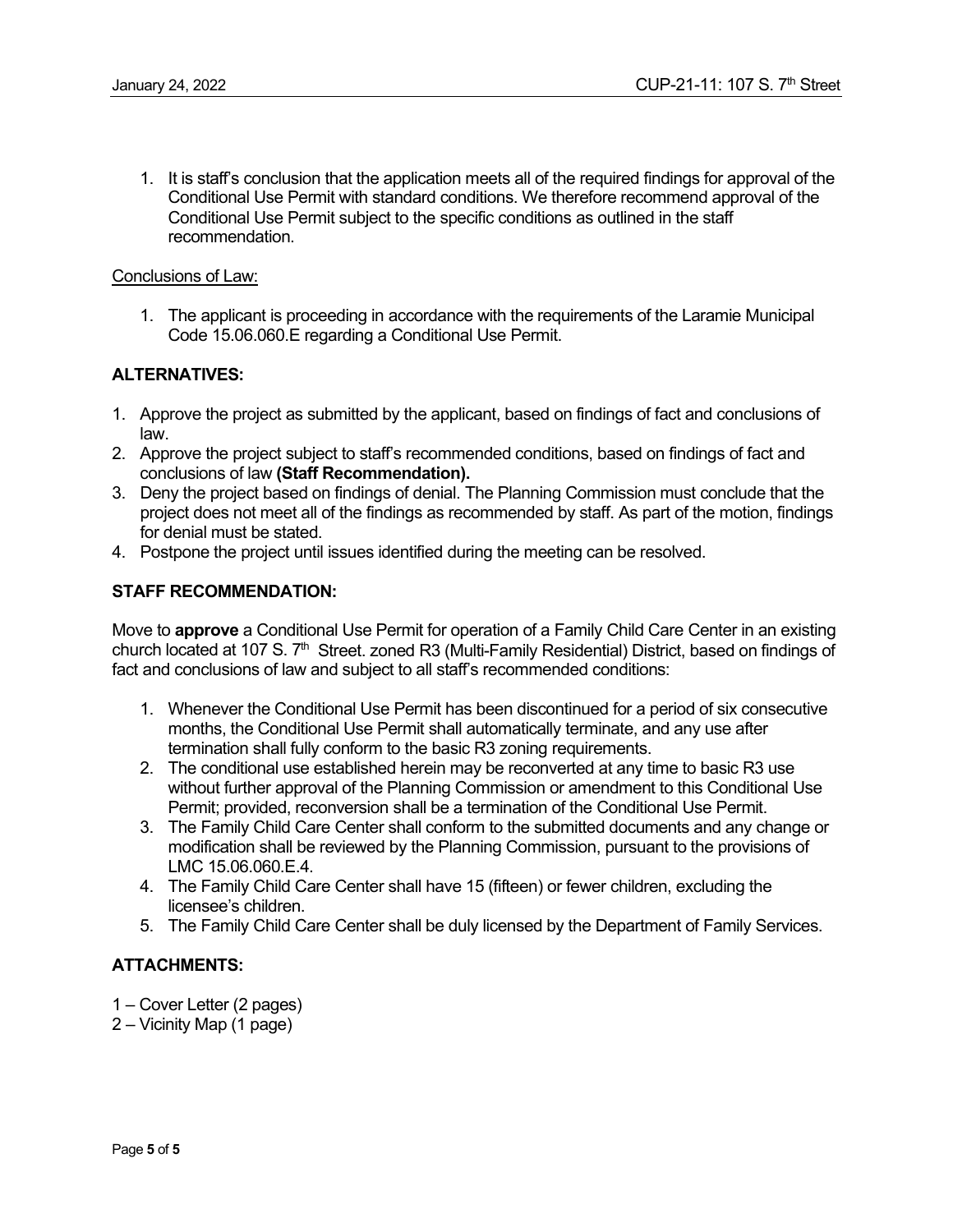1. It is staff's conclusion that the application meets all of the required findings for approval of the Conditional Use Permit with standard conditions. We therefore recommend approval of the Conditional Use Permit subject to the specific conditions as outlined in the staff recommendation.

Conclusions of Law:

1. The applicant is proceeding in accordance with the requirements of the Laramie Municipal Code 15.06.060.E regarding a Conditional Use Permit.

## ALTERNATIVES:

1. Approve the project as submitted by the applicant, based on findings of fact and conclusions of law.
2. Approve the project subject to staff's recommended conditions, based on findings of fact and conclusions of law **(Staff Recommendation).**
3. Deny the project based on findings of denial. The Planning Commission must conclude that the project does not meet all of the findings as recommended by staff. As part of the motion, findings for denial must be stated.
4. Postpone the project until issues identified during the meeting can be resolved.

## STAFF RECOMMENDATION:

Move to **approve** a Conditional Use Permit for operation of a Family Child Care Center in an existing church located at 107 S. 7th Street. zoned R3 (Multi-Family Residential) District, based on findings of fact and conclusions of law and subject to all staff's recommended conditions:

1. Whenever the Conditional Use Permit has been discontinued for a period of six consecutive months, the Conditional Use Permit shall automatically terminate, and any use after termination shall fully conform to the basic R3 zoning requirements.
2. The conditional use established herein may be reconverted at any time to basic R3 use without further approval of the Planning Commission or amendment to this Conditional Use Permit; provided, reconversion shall be a termination of the Conditional Use Permit.
3. The Family Child Care Center shall conform to the submitted documents and any change or modification shall be reviewed by the Planning Commission, pursuant to the provisions of LMC 15.06.060.E.4.
4. The Family Child Care Center shall have 15 (fifteen) or fewer children, excluding the licensee's children.
5. The Family Child Care Center shall be duly licensed by the Department of Family Services.

## ATTACHMENTS:

1 – Cover Letter (2 pages)
2 – Vicinity Map (1 page)